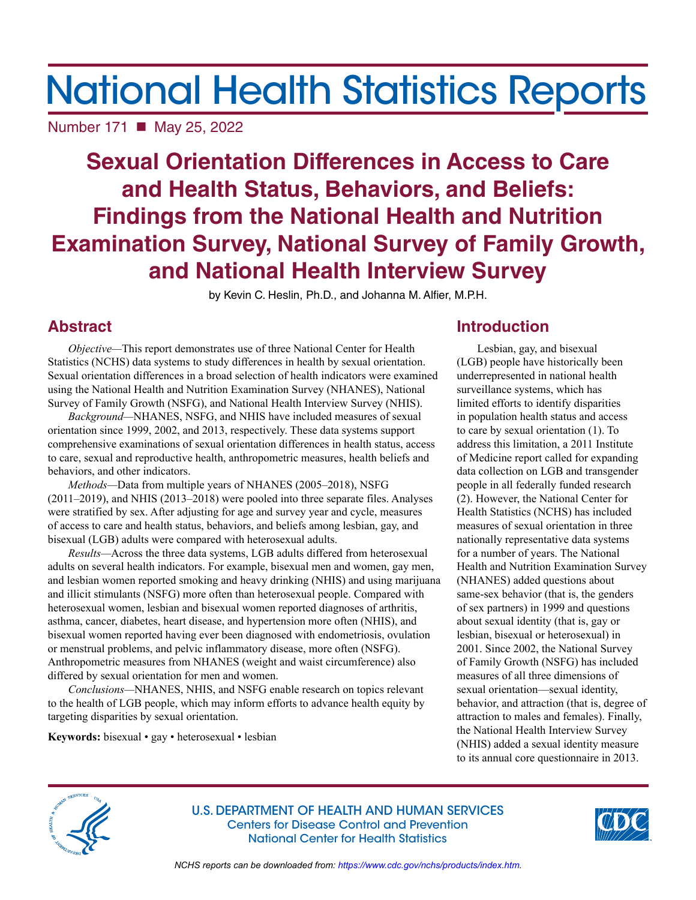# National Health Statistics Reports

Number 171 ■ May 25, 2022

## Sexual Orientation Differences in Access to Care and Health Status, Behaviors, and Beliefs: Findings from the National Health and Nutrition Examination Survey, National Survey of Family Growth, and National Health Interview Survey

by Kevin C. Heslin, Ph.D., and Johanna M. Alfier, M.P.H.

## Abstract

*Objective*—This report demonstrates use of three National Center for Health Statistics (NCHS) data systems to study differences in health by sexual orientation. Sexual orientation differences in a broad selection of health indicators were examined using the National Health and Nutrition Examination Survey (NHANES), National Survey of Family Growth (NSFG), and National Health Interview Survey (NHIS).

*Background*—NHANES, NSFG, and NHIS have included measures of sexual orientation since 1999, 2002, and 2013, respectively. These data systems support comprehensive examinations of sexual orientation differences in health status, access to care, sexual and reproductive health, anthropometric measures, health beliefs and behaviors, and other indicators.

*Methods*—Data from multiple years of NHANES (2005–2018), NSFG (2011–2019), and NHIS (2013–2018) were pooled into three separate files. Analyses were stratified by sex. After adjusting for age and survey year and cycle, measures of access to care and health status, behaviors, and beliefs among lesbian, gay, and bisexual (LGB) adults were compared with heterosexual adults.

*Results*—Across the three data systems, LGB adults differed from heterosexual adults on several health indicators. For example, bisexual men and women, gay men, and lesbian women reported smoking and heavy drinking (NHIS) and using marijuana and illicit stimulants (NSFG) more often than heterosexual people. Compared with heterosexual women, lesbian and bisexual women reported diagnoses of arthritis, asthma, cancer, diabetes, heart disease, and hypertension more often (NHIS), and bisexual women reported having ever been diagnosed with endometriosis, ovulation or menstrual problems, and pelvic inflammatory disease, more often (NSFG). Anthropometric measures from NHANES (weight and waist circumference) also differed by sexual orientation for men and women.

*Conclusions*—NHANES, NHIS, and NSFG enable research on topics relevant to the health of LGB people, which may inform efforts to advance health equity by targeting disparities by sexual orientation.

**Keywords:** bisexual • gay • heterosexual • lesbian

## Introduction

Lesbian, gay, and bisexual (LGB) people have historically been underrepresented in national health surveillance systems, which has limited efforts to identify disparities in population health status and access to care by sexual orientation (1). To address this limitation, a 2011 Institute of Medicine report called for expanding data collection on LGB and transgender people in all federally funded research (2). However, the National Center for Health Statistics (NCHS) has included measures of sexual orientation in three nationally representative data systems for a number of years. The National Health and Nutrition Examination Survey (NHANES) added questions about same-sex behavior (that is, the genders of sex partners) in 1999 and questions about sexual identity (that is, gay or lesbian, bisexual or heterosexual) in 2001. Since 2002, the National Survey of Family Growth (NSFG) has included measures of all three dimensions of sexual orientation—sexual identity, behavior, and attraction (that is, degree of attraction to males and females). Finally, the National Health Interview Survey (NHIS) added a sexual identity measure to its annual core questionnaire in 2013.

U.S. DEPARTMENT OF HEALTH AND HUMAN SERVICES
Centers for Disease Control and Prevention
National Center for Health Statistics

*NCHS reports can be downloaded from: https://www.cdc.gov/nchs/products/index.htm.*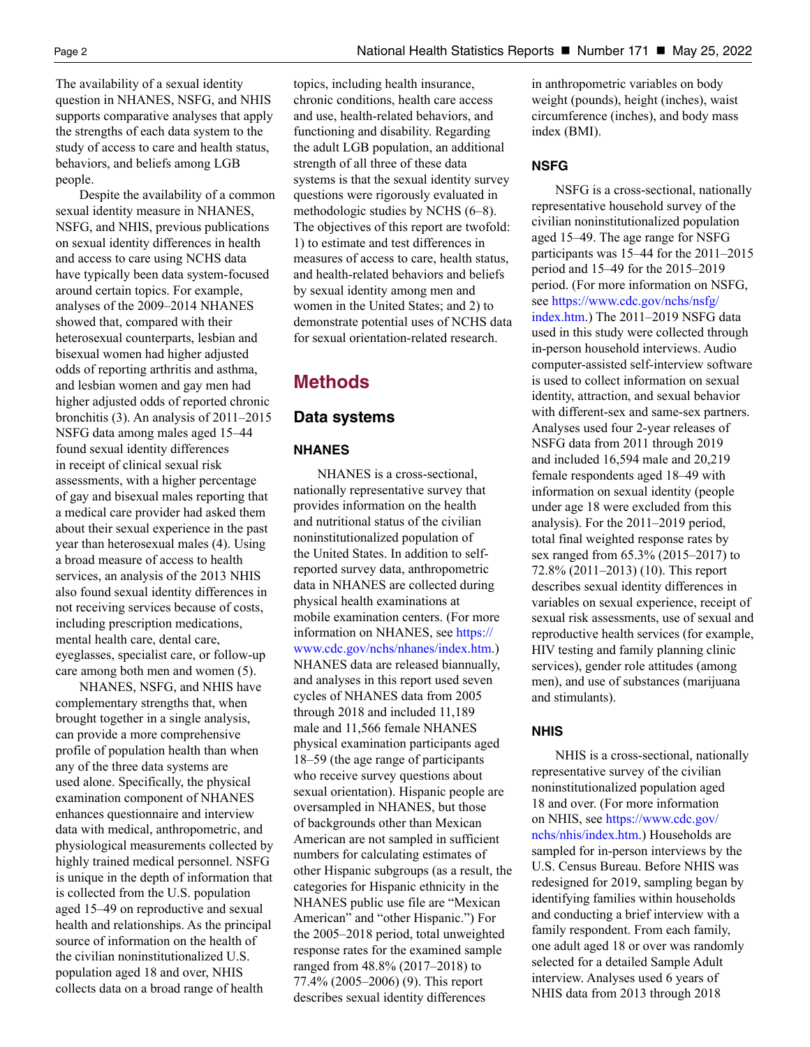The availability of a sexual identity question in NHANES, NSFG, and NHIS supports comparative analyses that apply the strengths of each data system to the study of access to care and health status, behaviors, and beliefs among LGB people.

Despite the availability of a common sexual identity measure in NHANES, NSFG, and NHIS, previous publications on sexual identity differences in health and access to care using NCHS data have typically been data system-focused around certain topics. For example, analyses of the 2009–2014 NHANES showed that, compared with their heterosexual counterparts, lesbian and bisexual women had higher adjusted odds of reporting arthritis and asthma, and lesbian women and gay men had higher adjusted odds of reported chronic bronchitis (3). An analysis of 2011–2015 NSFG data among males aged 15–44 found sexual identity differences in receipt of clinical sexual risk assessments, with a higher percentage of gay and bisexual males reporting that a medical care provider had asked them about their sexual experience in the past year than heterosexual males (4). Using a broad measure of access to health services, an analysis of the 2013 NHIS also found sexual identity differences in not receiving services because of costs, including prescription medications, mental health care, dental care, eyeglasses, specialist care, or follow-up care among both men and women (5).

NHANES, NSFG, and NHIS have complementary strengths that, when brought together in a single analysis, can provide a more comprehensive profile of population health than when any of the three data systems are used alone. Specifically, the physical examination component of NHANES enhances questionnaire and interview data with medical, anthropometric, and physiological measurements collected by highly trained medical personnel. NSFG is unique in the depth of information that is collected from the U.S. population aged 15–49 on reproductive and sexual health and relationships. As the principal source of information on the health of the civilian noninstitutionalized U.S. population aged 18 and over, NHIS collects data on a broad range of health topics, including health insurance, chronic conditions, health care access and use, health-related behaviors, and functioning and disability. Regarding the adult LGB population, an additional strength of all three of these data systems is that the sexual identity survey questions were rigorously evaluated in methodologic studies by NCHS (6–8). The objectives of this report are twofold: 1) to estimate and test differences in measures of access to care, health status, and health-related behaviors and beliefs by sexual identity among men and women in the United States; and 2) to demonstrate potential uses of NCHS data for sexual orientation-related research.

# Methods

## Data systems

### NHANES

NHANES is a cross-sectional, nationally representative survey that provides information on the health and nutritional status of the civilian noninstitutionalized population of the United States. In addition to self-reported survey data, anthropometric data in NHANES are collected during physical health examinations at mobile examination centers. (For more information on NHANES, see https://www.cdc.gov/nchs/nhanes/index.htm.) NHANES data are released biannually, and analyses in this report used seven cycles of NHANES data from 2005 through 2018 and included 11,189 male and 11,566 female NHANES physical examination participants aged 18–59 (the age range of participants who receive survey questions about sexual orientation). Hispanic people are oversampled in NHANES, but those of backgrounds other than Mexican American are not sampled in sufficient numbers for calculating estimates of other Hispanic subgroups (as a result, the categories for Hispanic ethnicity in the NHANES public use file are "Mexican American" and "other Hispanic.") For the 2005–2018 period, total unweighted response rates for the examined sample ranged from 48.8% (2017–2018) to 77.4% (2005–2006) (9). This report describes sexual identity differences in anthropometric variables on body weight (pounds), height (inches), waist circumference (inches), and body mass index (BMI).

### NSFG

NSFG is a cross-sectional, nationally representative household survey of the civilian noninstitutionalized population aged 15–49. The age range for NSFG participants was 15–44 for the 2011–2015 period and 15–49 for the 2015–2019 period. (For more information on NSFG, see https://www.cdc.gov/nchs/nsfg/index.htm.) The 2011–2019 NSFG data used in this study were collected through in-person household interviews. Audio computer-assisted self-interview software is used to collect information on sexual identity, attraction, and sexual behavior with different-sex and same-sex partners. Analyses used four 2-year releases of NSFG data from 2011 through 2019 and included 16,594 male and 20,219 female respondents aged 18–49 with information on sexual identity (people under age 18 were excluded from this analysis). For the 2011–2019 period, total final weighted response rates by sex ranged from 65.3% (2015–2017) to 72.8% (2011–2013) (10). This report describes sexual identity differences in variables on sexual experience, receipt of sexual risk assessments, use of sexual and reproductive health services (for example, HIV testing and family planning clinic services), gender role attitudes (among men), and use of substances (marijuana and stimulants).

### NHIS

NHIS is a cross-sectional, nationally representative survey of the civilian noninstitutionalized population aged 18 and over. (For more information on NHIS, see https://www.cdc.gov/nchs/nhis/index.htm.) Households are sampled for in-person interviews by the U.S. Census Bureau. Before NHIS was redesigned for 2019, sampling began by identifying families within households and conducting a brief interview with a family respondent. From each family, one adult aged 18 or over was randomly selected for a detailed Sample Adult interview. Analyses used 6 years of NHIS data from 2013 through 2018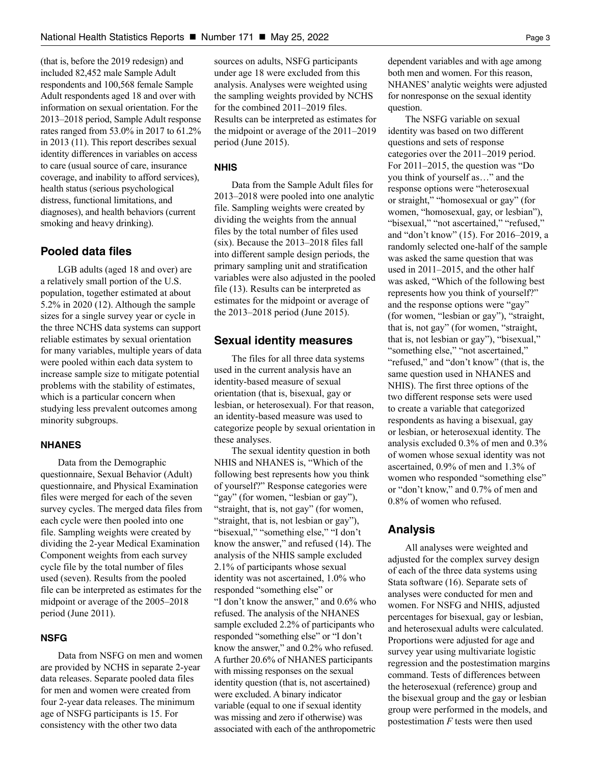(that is, before the 2019 redesign) and included 82,452 male Sample Adult respondents and 100,568 female Sample Adult respondents aged 18 and over with information on sexual orientation. For the 2013–2018 period, Sample Adult response rates ranged from 53.0% in 2017 to 61.2% in 2013 (11). This report describes sexual identity differences in variables on access to care (usual source of care, insurance coverage, and inability to afford services), health status (serious psychological distress, functional limitations, and diagnoses), and health behaviors (current smoking and heavy drinking).

## Pooled data files

LGB adults (aged 18 and over) are a relatively small portion of the U.S. population, together estimated at about 5.2% in 2020 (12). Although the sample sizes for a single survey year or cycle in the three NCHS data systems can support reliable estimates by sexual orientation for many variables, multiple years of data were pooled within each data system to increase sample size to mitigate potential problems with the stability of estimates, which is a particular concern when studying less prevalent outcomes among minority subgroups.

### NHANES

Data from the Demographic questionnaire, Sexual Behavior (Adult) questionnaire, and Physical Examination files were merged for each of the seven survey cycles. The merged data files from each cycle were then pooled into one file. Sampling weights were created by dividing the 2-year Medical Examination Component weights from each survey cycle file by the total number of files used (seven). Results from the pooled file can be interpreted as estimates for the midpoint or average of the 2005–2018 period (June 2011).

### NSFG

Data from NSFG on men and women are provided by NCHS in separate 2-year data releases. Separate pooled data files for men and women were created from four 2-year data releases. The minimum age of NSFG participants is 15. For consistency with the other two data sources on adults, NSFG participants under age 18 were excluded from this analysis. Analyses were weighted using the sampling weights provided by NCHS for the combined 2011–2019 files. Results can be interpreted as estimates for the midpoint or average of the 2011–2019 period (June 2015).

### NHIS

Data from the Sample Adult files for 2013–2018 were pooled into one analytic file. Sampling weights were created by dividing the weights from the annual files by the total number of files used (six). Because the 2013–2018 files fall into different sample design periods, the primary sampling unit and stratification variables were also adjusted in the pooled file (13). Results can be interpreted as estimates for the midpoint or average of the 2013–2018 period (June 2015).

## Sexual identity measures

The files for all three data systems used in the current analysis have an identity-based measure of sexual orientation (that is, bisexual, gay or lesbian, or heterosexual). For that reason, an identity-based measure was used to categorize people by sexual orientation in these analyses.

The sexual identity question in both NHIS and NHANES is, "Which of the following best represents how you think of yourself?" Response categories were "gay" (for women, "lesbian or gay"), "straight, that is, not gay" (for women, "straight, that is, not lesbian or gay"), "bisexual," "something else," "I don't know the answer," and refused (14). The analysis of the NHIS sample excluded 2.1% of participants whose sexual identity was not ascertained, 1.0% who responded "something else" or "I don't know the answer," and 0.6% who refused. The analysis of the NHANES sample excluded 2.2% of participants who responded "something else" or "I don't know the answer," and 0.2% who refused. A further 20.6% of NHANES participants with missing responses on the sexual identity question (that is, not ascertained) were excluded. A binary indicator variable (equal to one if sexual identity was missing and zero if otherwise) was associated with each of the anthropometric dependent variables and with age among both men and women. For this reason, NHANES' analytic weights were adjusted for nonresponse on the sexual identity question.

The NSFG variable on sexual identity was based on two different questions and sets of response categories over the 2011–2019 period. For 2011–2015, the question was "Do you think of yourself as…" and the response options were "heterosexual or straight," "homosexual or gay" (for women, "homosexual, gay, or lesbian"), "bisexual," "not ascertained," "refused," and "don't know" (15). For 2016–2019, a randomly selected one-half of the sample was asked the same question that was used in 2011–2015, and the other half was asked, "Which of the following best represents how you think of yourself?" and the response options were "gay" (for women, "lesbian or gay"), "straight, that is, not gay" (for women, "straight, that is, not lesbian or gay"), "bisexual," "something else," "not ascertained," "refused," and "don't know" (that is, the same question used in NHANES and NHIS). The first three options of the two different response sets were used to create a variable that categorized respondents as having a bisexual, gay or lesbian, or heterosexual identity. The analysis excluded 0.3% of men and 0.3% of women whose sexual identity was not ascertained, 0.9% of men and 1.3% of women who responded "something else" or "don't know," and 0.7% of men and 0.8% of women who refused.

## Analysis

All analyses were weighted and adjusted for the complex survey design of each of the three data systems using Stata software (16). Separate sets of analyses were conducted for men and women. For NSFG and NHIS, adjusted percentages for bisexual, gay or lesbian, and heterosexual adults were calculated. Proportions were adjusted for age and survey year using multivariate logistic regression and the postestimation margins command. Tests of differences between the heterosexual (reference) group and the bisexual group and the gay or lesbian group were performed in the models, and postestimation $F$ tests were then used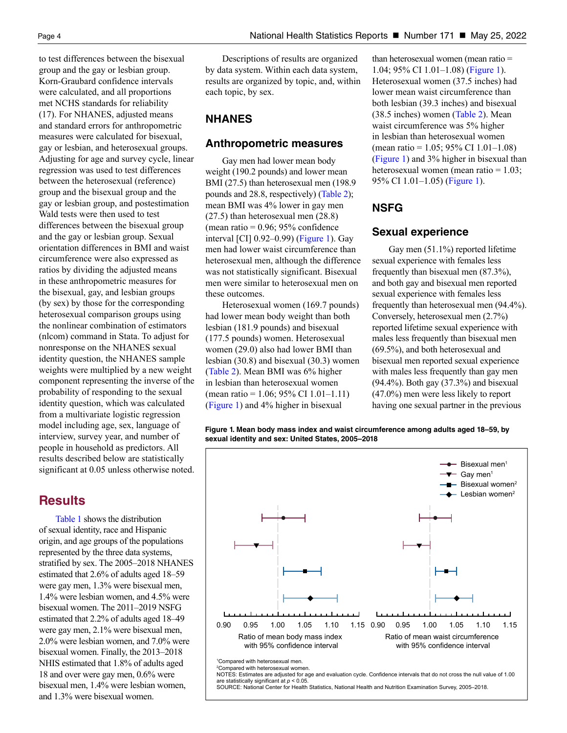to test differences between the bisexual group and the gay or lesbian group. Korn-Graubard confidence intervals were calculated, and all proportions met NCHS standards for reliability (17). For NHANES, adjusted means and standard errors for anthropometric measures were calculated for bisexual, gay or lesbian, and heterosexual groups. Adjusting for age and survey cycle, linear regression was used to test differences between the heterosexual (reference) group and the bisexual group and the gay or lesbian group, and postestimation Wald tests were then used to test differences between the bisexual group and the gay or lesbian group. Sexual orientation differences in BMI and waist circumference were also expressed as ratios by dividing the adjusted means in these anthropometric measures for the bisexual, gay, and lesbian groups (by sex) by those for the corresponding heterosexual comparison groups using the nonlinear combination of estimators (nlcom) command in Stata. To adjust for nonresponse on the NHANES sexual identity question, the NHANES sample weights were multiplied by a new weight component representing the inverse of the probability of responding to the sexual identity question, which was calculated from a multivariate logistic regression model including age, sex, language of interview, survey year, and number of people in household as predictors. All results described below are statistically significant at 0.05 unless otherwise noted.

# Results

Table 1 shows the distribution of sexual identity, race and Hispanic origin, and age groups of the populations represented by the three data systems, stratified by sex. The 2005–2018 NHANES estimated that 2.6% of adults aged 18–59 were gay men, 1.3% were bisexual men, 1.4% were lesbian women, and 4.5% were bisexual women. The 2011–2019 NSFG estimated that 2.2% of adults aged 18–49 were gay men, 2.1% were bisexual men, 2.0% were lesbian women, and 7.0% were bisexual women. Finally, the 2013–2018 NHIS estimated that 1.8% of adults aged 18 and over were gay men, 0.6% were bisexual men, 1.4% were lesbian women, and 1.3% were bisexual women.

Descriptions of results are organized by data system. Within each data system, results are organized by topic, and, within each topic, by sex.

## NHANES

### Anthropometric measures

Gay men had lower mean body weight (190.2 pounds) and lower mean BMI (27.5) than heterosexual men (198.9 pounds and 28.8, respectively) (Table 2); mean BMI was 4% lower in gay men (27.5) than heterosexual men (28.8) (mean ratio = 0.96; 95% confidence interval [CI] 0.92–0.99) (Figure 1). Gay men had lower waist circumference than heterosexual men, although the difference was not statistically significant. Bisexual men were similar to heterosexual men on these outcomes.

Heterosexual women (169.7 pounds) had lower mean body weight than both lesbian (181.9 pounds) and bisexual (177.5 pounds) women. Heterosexual women (29.0) also had lower BMI than lesbian (30.8) and bisexual (30.3) women (Table 2). Mean BMI was 6% higher in lesbian than heterosexual women (mean ratio = 1.06; 95% CI 1.01–1.11) (Figure 1) and 4% higher in bisexual than heterosexual women (mean ratio = 1.04; 95% CI 1.01–1.08) (Figure 1). Heterosexual women (37.5 inches) had lower mean waist circumference than both lesbian (39.3 inches) and bisexual (38.5 inches) women (Table 2). Mean waist circumference was 5% higher in lesbian than heterosexual women (mean ratio = 1.05; 95% CI 1.01–1.08) (Figure 1) and 3% higher in bisexual than heterosexual women (mean ratio = 1.03; 95% CI 1.01–1.05) (Figure 1).

## NSFG

### Sexual experience

Gay men (51.1%) reported lifetime sexual experience with females less frequently than bisexual men (87.3%), and both gay and bisexual men reported sexual experience with females less frequently than heterosexual men (94.4%). Conversely, heterosexual men (2.7%) reported lifetime sexual experience with males less frequently than bisexual men (69.5%), and both heterosexual and bisexual men reported sexual experience with males less frequently than gay men (94.4%). Both gay (37.3%) and bisexual (47.0%) men were less likely to report having one sexual partner in the previous

**Figure 1. Mean body mass index and waist circumference among adults aged 18–59, by sexual identity and sex: United States, 2005–2018**

[1]Compared with heterosexual men.
[2]Compared with heterosexual women.
NOTES: Estimates are adjusted for age and evaluation cycle. Confidence intervals that do not cross the null value of 1.00 are statistically significant at $p < 0.05$.
SOURCE: National Center for Health Statistics, National Health and Nutrition Examination Survey, 2005–2018.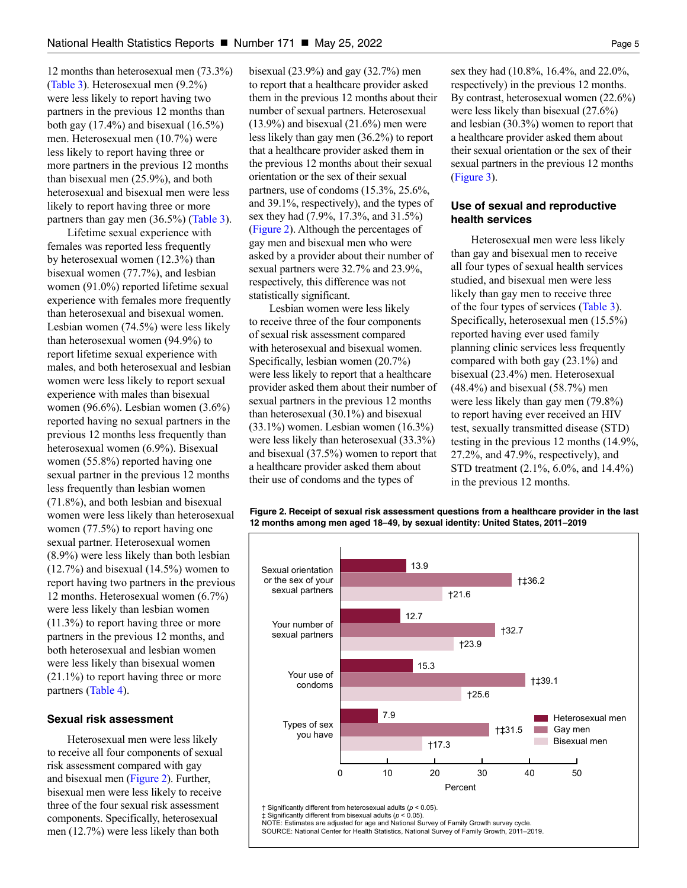12 months than heterosexual men (73.3%) (Table 3). Heterosexual men (9.2%) were less likely to report having two partners in the previous 12 months than both gay (17.4%) and bisexual (16.5%) men. Heterosexual men (10.7%) were less likely to report having three or more partners in the previous 12 months than bisexual men (25.9%), and both heterosexual and bisexual men were less likely to report having three or more partners than gay men (36.5%) (Table 3).

Lifetime sexual experience with females was reported less frequently by heterosexual women (12.3%) than bisexual women (77.7%), and lesbian women (91.0%) reported lifetime sexual experience with females more frequently than heterosexual and bisexual women. Lesbian women (74.5%) were less likely than heterosexual women (94.9%) to report lifetime sexual experience with males, and both heterosexual and lesbian women were less likely to report sexual experience with males than bisexual women (96.6%). Lesbian women (3.6%) reported having no sexual partners in the previous 12 months less frequently than heterosexual women (6.9%). Bisexual women (55.8%) reported having one sexual partner in the previous 12 months less frequently than lesbian women (71.8%), and both lesbian and bisexual women were less likely than heterosexual women (77.5%) to report having one sexual partner. Heterosexual women (8.9%) were less likely than both lesbian (12.7%) and bisexual (14.5%) women to report having two partners in the previous 12 months. Heterosexual women (6.7%) were less likely than lesbian women (11.3%) to report having three or more partners in the previous 12 months, and both heterosexual and lesbian women were less likely than bisexual women (21.1%) to report having three or more partners (Table 4).

## Sexual risk assessment

Heterosexual men were less likely to receive all four components of sexual risk assessment compared with gay and bisexual men (Figure 2). Further, bisexual men were less likely to receive three of the four sexual risk assessment components. Specifically, heterosexual men (12.7%) were less likely than both bisexual (23.9%) and gay (32.7%) men to report that a healthcare provider asked them in the previous 12 months about their number of sexual partners. Heterosexual (13.9%) and bisexual (21.6%) men were less likely than gay men (36.2%) to report that a healthcare provider asked them in the previous 12 months about their sexual orientation or the sex of their sexual partners, use of condoms (15.3%, 25.6%, and 39.1%, respectively), and the types of sex they had (7.9%, 17.3%, and 31.5%) (Figure 2). Although the percentages of gay men and bisexual men who were asked by a provider about their number of sexual partners were 32.7% and 23.9%, respectively, this difference was not statistically significant.

Lesbian women were less likely to receive three of the four components of sexual risk assessment compared with heterosexual and bisexual women. Specifically, lesbian women (20.7%) were less likely to report that a healthcare provider asked them about their number of sexual partners in the previous 12 months than heterosexual (30.1%) and bisexual (33.1%) women. Lesbian women (16.3%) were less likely than heterosexual (33.3%) and bisexual (37.5%) women to report that a healthcare provider asked them about their use of condoms and the types of sex they had (10.8%, 16.4%, and 22.0%, respectively) in the previous 12 months. By contrast, heterosexual women (22.6%) were less likely than bisexual (27.6%) and lesbian (30.3%) women to report that a healthcare provider asked them about their sexual orientation or the sex of their sexual partners in the previous 12 months (Figure 3).

## Use of sexual and reproductive health services

Heterosexual men were less likely than gay and bisexual men to receive all four types of sexual health services studied, and bisexual men were less likely than gay men to receive three of the four types of services (Table 3). Specifically, heterosexual men (15.5%) reported having ever used family planning clinic services less frequently compared with both gay (23.1%) and bisexual (23.4%) men. Heterosexual (48.4%) and bisexual (58.7%) men were less likely than gay men (79.8%) to report having ever received an HIV test, sexually transmitted disease (STD) testing in the previous 12 months (14.9%, 27.2%, and 47.9%, respectively), and STD treatment (2.1%, 6.0%, and 14.4%) in the previous 12 months.

**Figure 2. Receipt of sexual risk assessment questions from a healthcare provider in the last 12 months among men aged 18–49, by sexual identity: United States, 2011–2019**

| Question | Heterosexual men | Gay men | Bisexual men |
|---|---|---|---|
| Sexual orientation or the sex of your sexual partners | 13.9 | †‡36.2 | †21.6 |
| Your number of sexual partners | 12.7 | †32.7 | †23.9 |
| Your use of condoms | 15.3 | †‡39.1 | †25.6 |
| Types of sex you have | 7.9 | †‡31.5 | †17.3 |

† Significantly different from heterosexual adults ($p < 0.05$).
‡ Significantly different from bisexual adults ($p < 0.05$).
NOTE: Estimates are adjusted for age and National Survey of Family Growth survey cycle.
SOURCE: National Center for Health Statistics, National Survey of Family Growth, 2011–2019.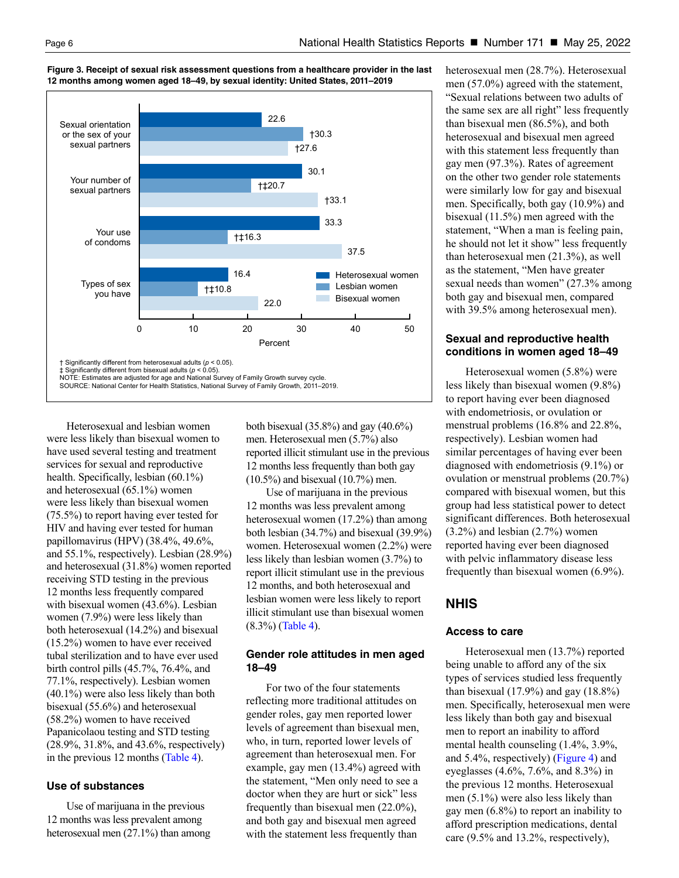**Figure 3. Receipt of sexual risk assessment questions from a healthcare provider in the last 12 months among women aged 18–49, by sexual identity: United States, 2011–2019**

| Question topic | Heterosexual women | Lesbian women | Bisexual women |
|---|---|---|---|
| Sexual orientation or the sex of your sexual partners | 22.6 | †30.3 | †27.6 |
| Your number of sexual partners | 30.1 | †‡20.7 | †33.1 |
| Your use of condoms | 33.3 | †‡16.3 | 37.5 |
| Types of sex you have | 16.4 | †‡10.8 | 22.0 |

Percent

† Significantly different from heterosexual adults ($p < 0.05$).
‡ Significantly different from bisexual adults ($p < 0.05$).
NOTE: Estimates are adjusted for age and National Survey of Family Growth survey cycle.
SOURCE: National Center for Health Statistics, National Survey of Family Growth, 2011–2019.

Heterosexual and lesbian women were less likely than bisexual women to have used several testing and treatment services for sexual and reproductive health. Specifically, lesbian (60.1%) and heterosexual (65.1%) women were less likely than bisexual women (75.5%) to report having ever tested for HIV and having ever tested for human papillomavirus (HPV) (38.4%, 49.6%, and 55.1%, respectively). Lesbian (28.9%) and heterosexual (31.8%) women reported receiving STD testing in the previous 12 months less frequently compared with bisexual women (43.6%). Lesbian women (7.9%) were less likely than both heterosexual (14.2%) and bisexual (15.2%) women to have ever received tubal sterilization and to have ever used birth control pills (45.7%, 76.4%, and 77.1%, respectively). Lesbian women (40.1%) were also less likely than both bisexual (55.6%) and heterosexual (58.2%) women to have received Papanicolaou testing and STD testing (28.9%, 31.8%, and 43.6%, respectively) in the previous 12 months (Table 4).

### Use of substances

Use of marijuana in the previous 12 months was less prevalent among heterosexual men (27.1%) than among both bisexual (35.8%) and gay (40.6%) men. Heterosexual men (5.7%) also reported illicit stimulant use in the previous 12 months less frequently than both gay (10.5%) and bisexual (10.7%) men.

Use of marijuana in the previous 12 months was less prevalent among heterosexual women (17.2%) than among both lesbian (34.7%) and bisexual (39.9%) women. Heterosexual women (2.2%) were less likely than lesbian women (3.7%) to report illicit stimulant use in the previous 12 months, and both heterosexual and lesbian women were less likely to report illicit stimulant use than bisexual women (8.3%) (Table 4).

### Gender role attitudes in men aged 18–49

For two of the four statements reflecting more traditional attitudes on gender roles, gay men reported lower levels of agreement than bisexual men, who, in turn, reported lower levels of agreement than heterosexual men. For example, gay men (13.4%) agreed with the statement, “Men only need to see a doctor when they are hurt or sick” less frequently than bisexual men (22.0%), and both gay and bisexual men agreed with the statement less frequently than heterosexual men (28.7%). Heterosexual men (57.0%) agreed with the statement, “Sexual relations between two adults of the same sex are all right” less frequently than bisexual men (86.5%), and both heterosexual and bisexual men agreed with this statement less frequently than gay men (97.3%). Rates of agreement on the other two gender role statements were similarly low for gay and bisexual men. Specifically, both gay (10.9%) and bisexual (11.5%) men agreed with the statement, “When a man is feeling pain, he should not let it show” less frequently than heterosexual men (21.3%), as well as the statement, “Men have greater sexual needs than women” (27.3% among both gay and bisexual men, compared with 39.5% among heterosexual men).

### Sexual and reproductive health conditions in women aged 18–49

Heterosexual women (5.8%) were less likely than bisexual women (9.8%) to report having ever been diagnosed with endometriosis, or ovulation or menstrual problems (16.8% and 22.8%, respectively). Lesbian women had similar percentages of having ever been diagnosed with endometriosis (9.1%) or ovulation or menstrual problems (20.7%) compared with bisexual women, but this group had less statistical power to detect significant differences. Both heterosexual (3.2%) and lesbian (2.7%) women reported having ever been diagnosed with pelvic inflammatory disease less frequently than bisexual women (6.9%).

## NHIS

### Access to care

Heterosexual men (13.7%) reported being unable to afford any of the six types of services studied less frequently than bisexual (17.9%) and gay (18.8%) men. Specifically, heterosexual men were less likely than both gay and bisexual men to report an inability to afford mental health counseling (1.4%, 3.9%, and 5.4%, respectively) (Figure 4) and eyeglasses (4.6%, 7.6%, and 8.3%) in the previous 12 months. Heterosexual men (5.1%) were also less likely than gay men (6.8%) to report an inability to afford prescription medications, dental care (9.5% and 13.2%, respectively),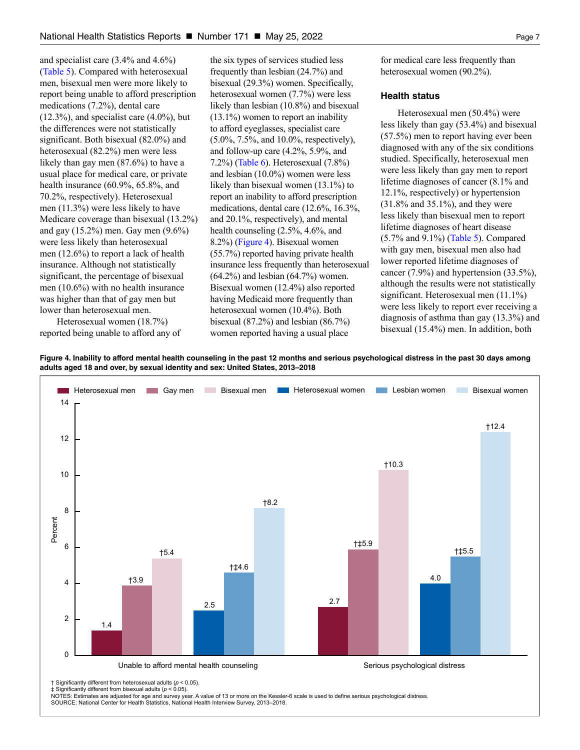and specialist care (3.4% and 4.6%) (Table 5). Compared with heterosexual men, bisexual men were more likely to report being unable to afford prescription medications (7.2%), dental care (12.3%), and specialist care (4.0%), but the differences were not statistically significant. Both bisexual (82.0%) and heterosexual (82.2%) men were less likely than gay men (87.6%) to have a usual place for medical care, or private health insurance (60.9%, 65.8%, and 70.2%, respectively). Heterosexual men (11.3%) were less likely to have Medicare coverage than bisexual (13.2%) and gay (15.2%) men. Gay men (9.6%) were less likely than heterosexual men (12.6%) to report a lack of health insurance. Although not statistically significant, the percentage of bisexual men (10.6%) with no health insurance was higher than that of gay men but lower than heterosexual men.

Heterosexual women (18.7%) reported being unable to afford any of the six types of services studied less frequently than lesbian (24.7%) and bisexual (29.3%) women. Specifically, heterosexual women (7.7%) were less likely than lesbian (10.8%) and bisexual (13.1%) women to report an inability to afford eyeglasses, specialist care (5.0%, 7.5%, and 10.0%, respectively), and follow-up care (4.2%, 5.9%, and 7.2%) (Table 6). Heterosexual (7.8%) and lesbian (10.0%) women were less likely than bisexual women (13.1%) to report an inability to afford prescription medications, dental care (12.6%, 16.3%, and 20.1%, respectively), and mental health counseling (2.5%, 4.6%, and 8.2%) (Figure 4). Bisexual women (55.7%) reported having private health insurance less frequently than heterosexual (64.2%) and lesbian (64.7%) women. Bisexual women (12.4%) also reported having Medicaid more frequently than heterosexual women (10.4%). Both bisexual (87.2%) and lesbian (86.7%) women reported having a usual place for medical care less frequently than heterosexual women (90.2%).

### Health status

Heterosexual men (50.4%) were less likely than gay (53.4%) and bisexual (57.5%) men to report having ever been diagnosed with any of the six conditions studied. Specifically, heterosexual men were less likely than gay men to report lifetime diagnoses of cancer (8.1% and 12.1%, respectively) or hypertension (31.8% and 35.1%), and they were less likely than bisexual men to report lifetime diagnoses of heart disease (5.7% and 9.1%) (Table 5). Compared with gay men, bisexual men also had lower reported lifetime diagnoses of cancer (7.9%) and hypertension (33.5%), although the results were not statistically significant. Heterosexual men (11.1%) were less likely to report ever receiving a diagnosis of asthma than gay (13.3%) and bisexual (15.4%) men. In addition, both

**Figure 4. Inability to afford mental health counseling in the past 12 months and serious psychological distress in the past 30 days among adults aged 18 and over, by sexual identity and sex: United States, 2013–2018**

| Measure | Heterosexual men | Gay men | Bisexual men | Heterosexual women | Lesbian women | Bisexual women |
|---|---|---|---|---|---|---|
| Unable to afford mental health counseling | 1.4 | †3.9 | †5.4 | 2.5 | †‡4.6 | †8.2 |
| Serious psychological distress | 2.7 | †‡5.9 | †10.3 | 4.0 | †‡5.5 | †12.4 |

† Significantly different from heterosexual adults ($p < 0.05$).
‡ Significantly different from bisexual adults ($p < 0.05$).
NOTES: Estimates are adjusted for age and survey year. A value of 13 or more on the Kessler-6 scale is used to define serious psychological distress.
SOURCE: National Center for Health Statistics, National Health Interview Survey, 2013–2018.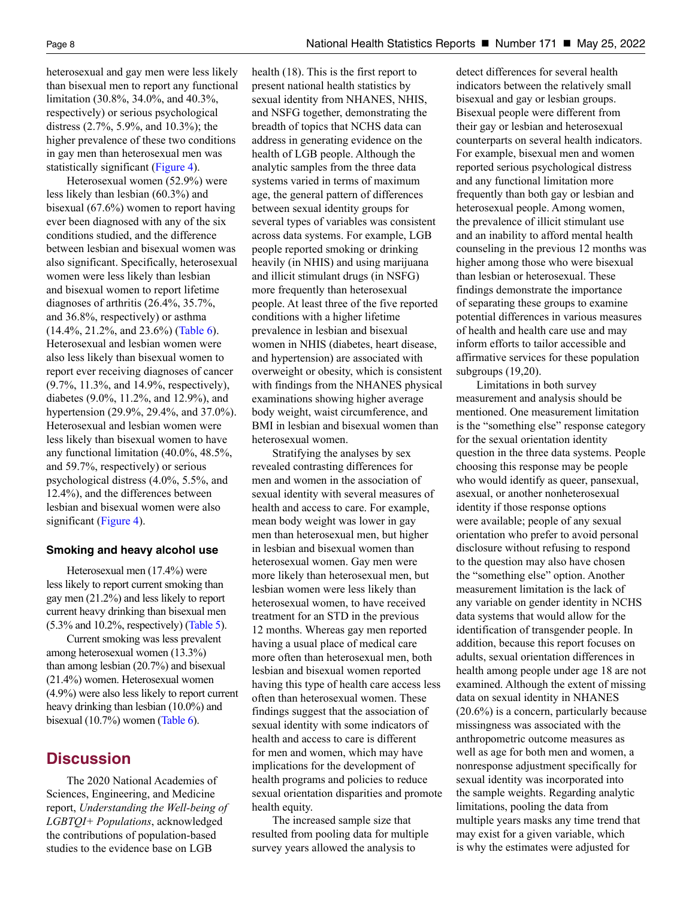heterosexual and gay men were less likely than bisexual men to report any functional limitation (30.8%, 34.0%, and 40.3%, respectively) or serious psychological distress (2.7%, 5.9%, and 10.3%); the higher prevalence of these two conditions in gay men than heterosexual men was statistically significant (Figure 4).

Heterosexual women (52.9%) were less likely than lesbian (60.3%) and bisexual (67.6%) women to report having ever been diagnosed with any of the six conditions studied, and the difference between lesbian and bisexual women was also significant. Specifically, heterosexual women were less likely than lesbian and bisexual women to report lifetime diagnoses of arthritis (26.4%, 35.7%, and 36.8%, respectively) or asthma (14.4%, 21.2%, and 23.6%) (Table 6). Heterosexual and lesbian women were also less likely than bisexual women to report ever receiving diagnoses of cancer (9.7%, 11.3%, and 14.9%, respectively), diabetes (9.0%, 11.2%, and 12.9%), and hypertension (29.9%, 29.4%, and 37.0%). Heterosexual and lesbian women were less likely than bisexual women to have any functional limitation (40.0%, 48.5%, and 59.7%, respectively) or serious psychological distress (4.0%, 5.5%, and 12.4%), and the differences between lesbian and bisexual women were also significant (Figure 4).

### Smoking and heavy alcohol use

Heterosexual men (17.4%) were less likely to report current smoking than gay men (21.2%) and less likely to report current heavy drinking than bisexual men (5.3% and 10.2%, respectively) (Table 5).

Current smoking was less prevalent among heterosexual women (13.3%) than among lesbian (20.7%) and bisexual (21.4%) women. Heterosexual women (4.9%) were also less likely to report current heavy drinking than lesbian (10.0%) and bisexual (10.7%) women (Table 6).

## Discussion

The 2020 National Academies of Sciences, Engineering, and Medicine report, *Understanding the Well-being of LGBTQI+ Populations*, acknowledged the contributions of population-based studies to the evidence base on LGB health (18). This is the first report to present national health statistics by sexual identity from NHANES, NHIS, and NSFG together, demonstrating the breadth of topics that NCHS data can address in generating evidence on the health of LGB people. Although the analytic samples from the three data systems varied in terms of maximum age, the general pattern of differences between sexual identity groups for several types of variables was consistent across data systems. For example, LGB people reported smoking or drinking heavily (in NHIS) and using marijuana and illicit stimulant drugs (in NSFG) more frequently than heterosexual people. At least three of the five reported conditions with a higher lifetime prevalence in lesbian and bisexual women in NHIS (diabetes, heart disease, and hypertension) are associated with overweight or obesity, which is consistent with findings from the NHANES physical examinations showing higher average body weight, waist circumference, and BMI in lesbian and bisexual women than heterosexual women.

Stratifying the analyses by sex revealed contrasting differences for men and women in the association of sexual identity with several measures of health and access to care. For example, mean body weight was lower in gay men than heterosexual men, but higher in lesbian and bisexual women than heterosexual women. Gay men were more likely than heterosexual men, but lesbian women were less likely than heterosexual women, to have received treatment for an STD in the previous 12 months. Whereas gay men reported having a usual place of medical care more often than heterosexual men, both lesbian and bisexual women reported having this type of health care access less often than heterosexual women. These findings suggest that the association of sexual identity with some indicators of health and access to care is different for men and women, which may have implications for the development of health programs and policies to reduce sexual orientation disparities and promote health equity.

The increased sample size that resulted from pooling data for multiple survey years allowed the analysis to detect differences for several health indicators between the relatively small bisexual and gay or lesbian groups. Bisexual people were different from their gay or lesbian and heterosexual counterparts on several health indicators. For example, bisexual men and women reported serious psychological distress and any functional limitation more frequently than both gay or lesbian and heterosexual people. Among women, the prevalence of illicit stimulant use and an inability to afford mental health counseling in the previous 12 months was higher among those who were bisexual than lesbian or heterosexual. These findings demonstrate the importance of separating these groups to examine potential differences in various measures of health and health care use and may inform efforts to tailor accessible and affirmative services for these population subgroups (19,20).

Limitations in both survey measurement and analysis should be mentioned. One measurement limitation is the "something else" response category for the sexual orientation identity question in the three data systems. People choosing this response may be people who would identify as queer, pansexual, asexual, or another nonheterosexual identity if those response options were available; people of any sexual orientation who prefer to avoid personal disclosure without refusing to respond to the question may also have chosen the "something else" option. Another measurement limitation is the lack of any variable on gender identity in NCHS data systems that would allow for the identification of transgender people. In addition, because this report focuses on adults, sexual orientation differences in health among people under age 18 are not examined. Although the extent of missing data on sexual identity in NHANES (20.6%) is a concern, particularly because missingness was associated with the anthropometric outcome measures as well as age for both men and women, a nonresponse adjustment specifically for sexual identity was incorporated into the sample weights. Regarding analytic limitations, pooling the data from multiple years masks any time trend that may exist for a given variable, which is why the estimates were adjusted for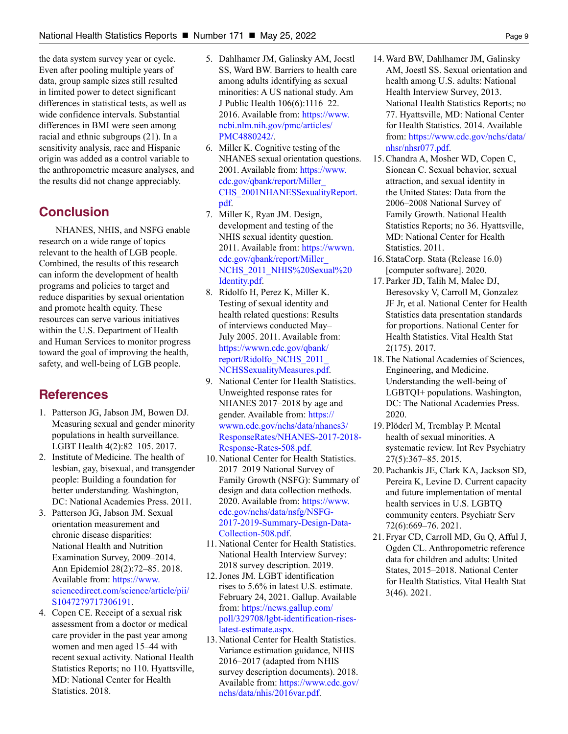the data system survey year or cycle. Even after pooling multiple years of data, group sample sizes still resulted in limited power to detect significant differences in statistical tests, as well as wide confidence intervals. Substantial differences in BMI were seen among racial and ethnic subgroups (21). In a sensitivity analysis, race and Hispanic origin was added as a control variable to the anthropometric measure analyses, and the results did not change appreciably.

## Conclusion

NHANES, NHIS, and NSFG enable research on a wide range of topics relevant to the health of LGB people. Combined, the results of this research can inform the development of health programs and policies to target and reduce disparities by sexual orientation and promote health equity. These resources can serve various initiatives within the U.S. Department of Health and Human Services to monitor progress toward the goal of improving the health, safety, and well-being of LGB people.

## References

1. Patterson JG, Jabson JM, Bowen DJ. Measuring sexual and gender minority populations in health surveillance. LGBT Health 4(2):82–105. 2017.
2. Institute of Medicine. The health of lesbian, gay, bisexual, and transgender people: Building a foundation for better understanding. Washington, DC: National Academies Press. 2011.
3. Patterson JG, Jabson JM. Sexual orientation measurement and chronic disease disparities: National Health and Nutrition Examination Survey, 2009–2014. Ann Epidemiol 28(2):72–85. 2018. Available from: https://www.sciencedirect.com/science/article/pii/S1047279717306191.
4. Copen CE. Receipt of a sexual risk assessment from a doctor or medical care provider in the past year among women and men aged 15–44 with recent sexual activity. National Health Statistics Reports; no 110. Hyattsville, MD: National Center for Health Statistics. 2018.
5. Dahlhamer JM, Galinsky AM, Joestl SS, Ward BW. Barriers to health care among adults identifying as sexual minorities: A US national study. Am J Public Health 106(6):1116–22. 2016. Available from: https://www.ncbi.nlm.nih.gov/pmc/articles/PMC4880242/.
6. Miller K. Cognitive testing of the NHANES sexual orientation questions. 2001. Available from: https://www.cdc.gov/qbank/report/Miller_CHS_2001NHANESSexualityReport.pdf.
7. Miller K, Ryan JM. Design, development and testing of the NHIS sexual identity question. 2011. Available from: https://wwwn.cdc.gov/qbank/report/Miller_NCHS_2011_NHIS%20Sexual%20Identity.pdf.
8. Ridolfo H, Perez K, Miller K. Testing of sexual identity and health related questions: Results of interviews conducted May–July 2005. 2011. Available from: https://wwwn.cdc.gov/qbank/report/Ridolfo_NCHS_2011_NCHSSexualityMeasures.pdf.
9. National Center for Health Statistics. Unweighted response rates for NHANES 2017–2018 by age and gender. Available from: https://wwwn.cdc.gov/nchs/data/nhanes3/ResponseRates/NHANES-2017-2018-Response-Rates-508.pdf.
10. National Center for Health Statistics. 2017–2019 National Survey of Family Growth (NSFG): Summary of design and data collection methods. 2020. Available from: https://www.cdc.gov/nchs/data/nsfg/NSFG-2017-2019-Summary-Design-Data-Collection-508.pdf.
11. National Center for Health Statistics. National Health Interview Survey: 2018 survey description. 2019.
12. Jones JM. LGBT identification rises to 5.6% in latest U.S. estimate. February 24, 2021. Gallup. Available from: https://news.gallup.com/poll/329708/lgbt-identification-rises-latest-estimate.aspx.
13. National Center for Health Statistics. Variance estimation guidance, NHIS 2016–2017 (adapted from NHIS survey description documents). 2018. Available from: https://www.cdc.gov/nchs/data/nhis/2016var.pdf.
14. Ward BW, Dahlhamer JM, Galinsky AM, Joestl SS. Sexual orientation and health among U.S. adults: National Health Interview Survey, 2013. National Health Statistics Reports; no 77. Hyattsville, MD: National Center for Health Statistics. 2014. Available from: https://www.cdc.gov/nchs/data/nhsr/nhsr077.pdf.
15. Chandra A, Mosher WD, Copen C, Sionean C. Sexual behavior, sexual attraction, and sexual identity in the United States: Data from the 2006–2008 National Survey of Family Growth. National Health Statistics Reports; no 36. Hyattsville, MD: National Center for Health Statistics. 2011.
16. StataCorp. Stata (Release 16.0) [computer software]. 2020.
17. Parker JD, Talih M, Malec DJ, Beresovsky V, Carroll M, Gonzalez JF Jr, et al. National Center for Health Statistics data presentation standards for proportions. National Center for Health Statistics. Vital Health Stat 2(175). 2017.
18. The National Academies of Sciences, Engineering, and Medicine. Understanding the well-being of LGBTQI+ populations. Washington, DC: The National Academies Press. 2020.
19. Plöderl M, Tremblay P. Mental health of sexual minorities. A systematic review. Int Rev Psychiatry 27(5):367–85. 2015.
20. Pachankis JE, Clark KA, Jackson SD, Pereira K, Levine D. Current capacity and future implementation of mental health services in U.S. LGBTQ community centers. Psychiatr Serv 72(6):669–76. 2021.
21. Fryar CD, Carroll MD, Gu Q, Afful J, Ogden CL. Anthropometric reference data for children and adults: United States, 2015–2018. National Center for Health Statistics. Vital Health Stat 3(46). 2021.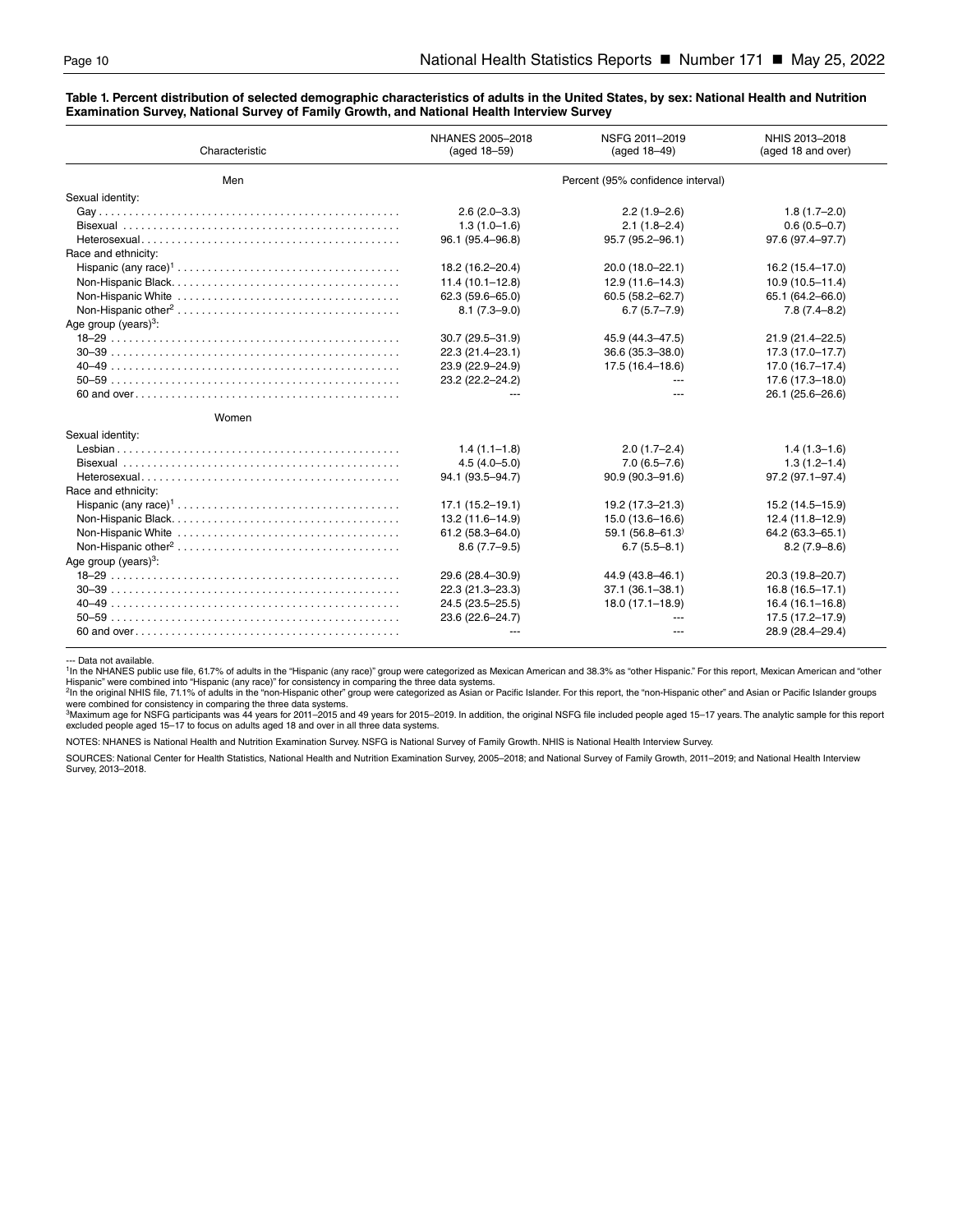**Table 1. Percent distribution of selected demographic characteristics of adults in the United States, by sex: National Health and Nutrition Examination Survey, National Survey of Family Growth, and National Health Interview Survey**

| Characteristic | NHANES 2005–2018 (aged 18–59) | NSFG 2011–2019 (aged 18–49) | NHIS 2013–2018 (aged 18 and over) |
|---|---|---|---|
| Men | Percent (95% confidence interval) | | |
| Sexual identity: | | | |
| Gay | 2.6 (2.0–3.3) | 2.2 (1.9–2.6) | 1.8 (1.7–2.0) |
| Bisexual | 1.3 (1.0–1.6) | 2.1 (1.8–2.4) | 0.6 (0.5–0.7) |
| Heterosexual | 96.1 (95.4–96.8) | 95.7 (95.2–96.1) | 97.6 (97.4–97.7) |
| Race and ethnicity: | | | |
| Hispanic (any race)[1] | 18.2 (16.2–20.4) | 20.0 (18.0–22.1) | 16.2 (15.4–17.0) |
| Non-Hispanic Black | 11.4 (10.1–12.8) | 12.9 (11.6–14.3) | 10.9 (10.5–11.4) |
| Non-Hispanic White | 62.3 (59.6–65.0) | 60.5 (58.2–62.7) | 65.1 (64.2–66.0) |
| Non-Hispanic other[2] | 8.1 (7.3–9.0) | 6.7 (5.7–7.9) | 7.8 (7.4–8.2) |
| Age group (years)[3]: | | | |
| 18–29 | 30.7 (29.5–31.9) | 45.9 (44.3–47.5) | 21.9 (21.4–22.5) |
| 30–39 | 22.3 (21.4–23.1) | 36.6 (35.3–38.0) | 17.3 (17.0–17.7) |
| 40–49 | 23.9 (22.9–24.9) | 17.5 (16.4–18.6) | 17.0 (16.7–17.4) |
| 50–59 | 23.2 (22.2–24.2) | --- | 17.6 (17.3–18.0) |
| 60 and over | --- | --- | 26.1 (25.6–26.6) |
| Women | | | |
| Sexual identity: | | | |
| Lesbian | 1.4 (1.1–1.8) | 2.0 (1.7–2.4) | 1.4 (1.3–1.6) |
| Bisexual | 4.5 (4.0–5.0) | 7.0 (6.5–7.6) | 1.3 (1.2–1.4) |
| Heterosexual | 94.1 (93.5–94.7) | 90.9 (90.3–91.6) | 97.2 (97.1–97.4) |
| Race and ethnicity: | | | |
| Hispanic (any race)[1] | 17.1 (15.2–19.1) | 19.2 (17.3–21.3) | 15.2 (14.5–15.9) |
| Non-Hispanic Black | 13.2 (11.6–14.9) | 15.0 (13.6–16.6) | 12.4 (11.8–12.9) |
| Non-Hispanic White | 61.2 (58.3–64.0) | 59.1 (56.8–61.3) | 64.2 (63.3–65.1) |
| Non-Hispanic other[2] | 8.6 (7.7–9.5) | 6.7 (5.5–8.1) | 8.2 (7.9–8.6) |
| Age group (years)[3]: | | | |
| 18–29 | 29.6 (28.4–30.9) | 44.9 (43.8–46.1) | 20.3 (19.8–20.7) |
| 30–39 | 22.3 (21.3–23.3) | 37.1 (36.1–38.1) | 16.8 (16.5–17.1) |
| 40–49 | 24.5 (23.5–25.5) | 18.0 (17.1–18.9) | 16.4 (16.1–16.8) |
| 50–59 | 23.6 (22.6–24.7) | --- | 17.5 (17.2–17.9) |
| 60 and over | --- | --- | 28.9 (28.4–29.4) |

--- Data not available.

[1]In the NHANES public use file, 61.7% of adults in the "Hispanic (any race)" group were categorized as Mexican American and 38.3% as "other Hispanic." For this report, Mexican American and "other Hispanic" were combined into "Hispanic (any race)" for consistency in comparing the three data systems.

[2]In the original NHIS file, 71.1% of adults in the "non-Hispanic other" group were categorized as Asian or Pacific Islander. For this report, the "non-Hispanic other" and Asian or Pacific Islander groups were combined for consistency in comparing the three data systems.

[3]Maximum age for NSFG participants was 44 years for 2011–2015 and 49 years for 2015–2019. In addition, the original NSFG file included people aged 15–17 years. The analytic sample for this report excluded people aged 15–17 to focus on adults aged 18 and over in all three data systems.

NOTES: NHANES is National Health and Nutrition Examination Survey. NSFG is National Survey of Family Growth. NHIS is National Health Interview Survey.

SOURCES: National Center for Health Statistics, National Health and Nutrition Examination Survey, 2005–2018; and National Survey of Family Growth, 2011–2019; and National Health Interview Survey, 2013–2018.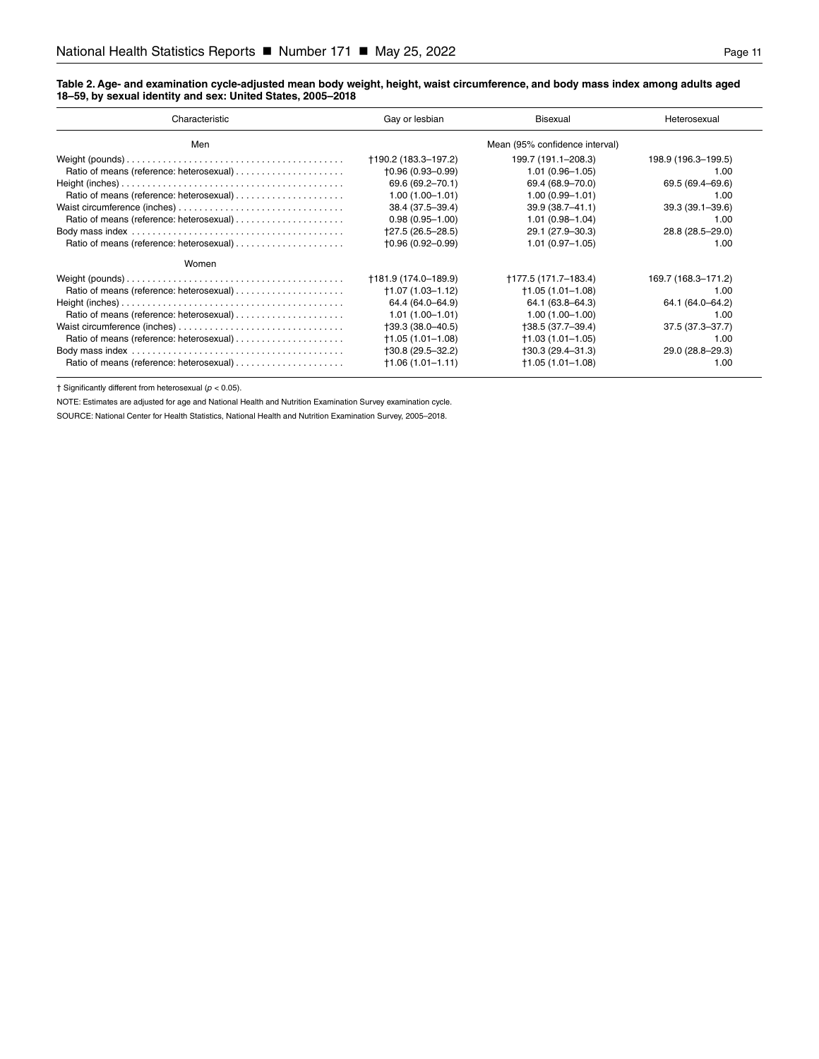**Table 2. Age- and examination cycle-adjusted mean body weight, height, waist circumference, and body mass index among adults aged 18–59, by sexual identity and sex: United States, 2005–2018**

| Characteristic | Gay or lesbian | Bisexual | Heterosexual |
|---|---|---|---|
| Men | | Mean (95% confidence interval) | |
| Weight (pounds) | †190.2 (183.3–197.2) | 199.7 (191.1–208.3) | 198.9 (196.3–199.5) |
| Ratio of means (reference: heterosexual) | †0.96 (0.93–0.99) | 1.01 (0.96–1.05) | 1.00 |
| Height (inches) | 69.6 (69.2–70.1) | 69.4 (68.9–70.0) | 69.5 (69.4–69.6) |
| Ratio of means (reference: heterosexual) | 1.00 (1.00–1.01) | 1.00 (0.99–1.01) | 1.00 |
| Waist circumference (inches) | 38.4 (37.5–39.4) | 39.9 (38.7–41.1) | 39.3 (39.1–39.6) |
| Ratio of means (reference: heterosexual) | 0.98 (0.95–1.00) | 1.01 (0.98–1.04) | 1.00 |
| Body mass index | †27.5 (26.5–28.5) | 29.1 (27.9–30.3) | 28.8 (28.5–29.0) |
| Ratio of means (reference: heterosexual) | †0.96 (0.92–0.99) | 1.01 (0.97–1.05) | 1.00 |
| Women | | | |
| Weight (pounds) | †181.9 (174.0–189.9) | †177.5 (171.7–183.4) | 169.7 (168.3–171.2) |
| Ratio of means (reference: heterosexual) | †1.07 (1.03–1.12) | †1.05 (1.01–1.08) | 1.00 |
| Height (inches) | 64.4 (64.0–64.9) | 64.1 (63.8–64.3) | 64.1 (64.0–64.2) |
| Ratio of means (reference: heterosexual) | 1.01 (1.00–1.01) | 1.00 (1.00–1.00) | 1.00 |
| Waist circumference (inches) | †39.3 (38.0–40.5) | †38.5 (37.7–39.4) | 37.5 (37.3–37.7) |
| Ratio of means (reference: heterosexual) | †1.05 (1.01–1.08) | †1.03 (1.01–1.05) | 1.00 |
| Body mass index | †30.8 (29.5–32.2) | †30.3 (29.4–31.3) | 29.0 (28.8–29.3) |
| Ratio of means (reference: heterosexual) | †1.06 (1.01–1.11) | †1.05 (1.01–1.08) | 1.00 |

† Significantly different from heterosexual ($p < 0.05$).

NOTE: Estimates are adjusted for age and National Health and Nutrition Examination Survey examination cycle.

SOURCE: National Center for Health Statistics, National Health and Nutrition Examination Survey, 2005–2018.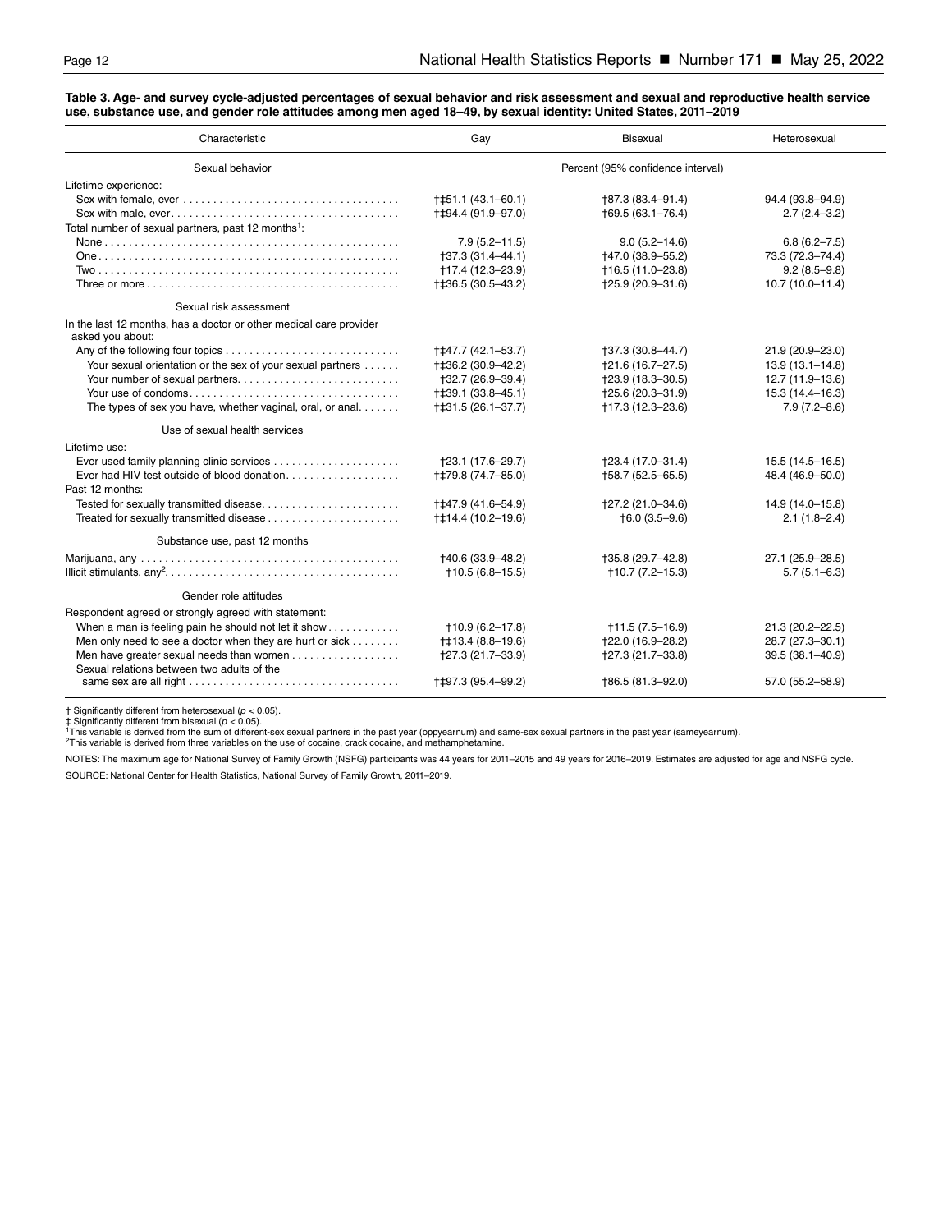**Table 3. Age- and survey cycle-adjusted percentages of sexual behavior and risk assessment and sexual and reproductive health service use, substance use, and gender role attitudes among men aged 18–49, by sexual identity: United States, 2011–2019**

| Characteristic | Gay | Bisexual | Heterosexual |
|---|---|---|---|
| **Sexual behavior** | Percent (95% confidence interval) | | |
| Lifetime experience: | | | |
| Sex with female, ever | †‡51.1 (43.1–60.1) | †87.3 (83.4–91.4) | 94.4 (93.8–94.9) |
| Sex with male, ever | †‡94.4 (91.9–97.0) | †69.5 (63.1–76.4) | 2.7 (2.4–3.2) |
| Total number of sexual partners, past 12 months[1]: | | | |
| None | 7.9 (5.2–11.5) | 9.0 (5.2–14.6) | 6.8 (6.2–7.5) |
| One | †37.3 (31.4–44.1) | †47.0 (38.9–55.2) | 73.3 (72.3–74.4) |
| Two | †17.4 (12.3–23.9) | †16.5 (11.0–23.8) | 9.2 (8.5–9.8) |
| Three or more | †‡36.5 (30.5–43.2) | †25.9 (20.9–31.6) | 10.7 (10.0–11.4) |
| **Sexual risk assessment** | | | |
| In the last 12 months, has a doctor or other medical care provider asked you about: | | | |
| Any of the following four topics | †‡47.7 (42.1–53.7) | †37.3 (30.8–44.7) | 21.9 (20.9–23.0) |
| Your sexual orientation or the sex of your sexual partners | †‡36.2 (30.9–42.2) | †21.6 (16.7–27.5) | 13.9 (13.1–14.8) |
| Your number of sexual partners | †32.7 (26.9–39.4) | †23.9 (18.3–30.5) | 12.7 (11.9–13.6) |
| Your use of condoms | †‡39.1 (33.8–45.1) | †25.6 (20.3–31.9) | 15.3 (14.4–16.3) |
| The types of sex you have, whether vaginal, oral, or anal | †‡31.5 (26.1–37.7) | †17.3 (12.3–23.6) | 7.9 (7.2–8.6) |
| **Use of sexual health services** | | | |
| Lifetime use: | | | |
| Ever used family planning clinic services | †23.1 (17.6–29.7) | †23.4 (17.0–31.4) | 15.5 (14.5–16.5) |
| Ever had HIV test outside of blood donation | †‡79.8 (74.7–85.0) | †58.7 (52.5–65.5) | 48.4 (46.9–50.0) |
| Past 12 months: | | | |
| Tested for sexually transmitted disease | †‡47.9 (41.6–54.9) | †27.2 (21.0–34.6) | 14.9 (14.0–15.8) |
| Treated for sexually transmitted disease | †‡14.4 (10.2–19.6) | †6.0 (3.5–9.6) | 2.1 (1.8–2.4) |
| **Substance use, past 12 months** | | | |
| Marijuana, any | †40.6 (33.9–48.2) | †35.8 (29.7–42.8) | 27.1 (25.9–28.5) |
| Illicit stimulants, any[2] | †10.5 (6.8–15.5) | †10.7 (7.2–15.3) | 5.7 (5.1–6.3) |
| **Gender role attitudes** | | | |
| Respondent agreed or strongly agreed with statement: | | | |
| When a man is feeling pain he should not let it show | †10.9 (6.2–17.8) | †11.5 (7.5–16.9) | 21.3 (20.2–22.5) |
| Men only need to see a doctor when they are hurt or sick | †‡13.4 (8.8–19.6) | †22.0 (16.9–28.2) | 28.7 (27.3–30.1) |
| Men have greater sexual needs than women | †27.3 (21.7–33.9) | †27.3 (21.7–33.8) | 39.5 (38.1–40.9) |
| Sexual relations between two adults of the same sex are all right | †‡97.3 (95.4–99.2) | †86.5 (81.3–92.0) | 57.0 (55.2–58.9) |

† Significantly different from heterosexual ($p < 0.05$).
‡ Significantly different from bisexual ($p < 0.05$).
[1]This variable is derived from the sum of different-sex sexual partners in the past year (oppyearnum) and same-sex sexual partners in the past year (sameyearnum).
[2]This variable is derived from three variables on the use of cocaine, crack cocaine, and methamphetamine.

NOTES: The maximum age for National Survey of Family Growth (NSFG) participants was 44 years for 2011–2015 and 49 years for 2016–2019. Estimates are adjusted for age and NSFG cycle.

SOURCE: National Center for Health Statistics, National Survey of Family Growth, 2011–2019.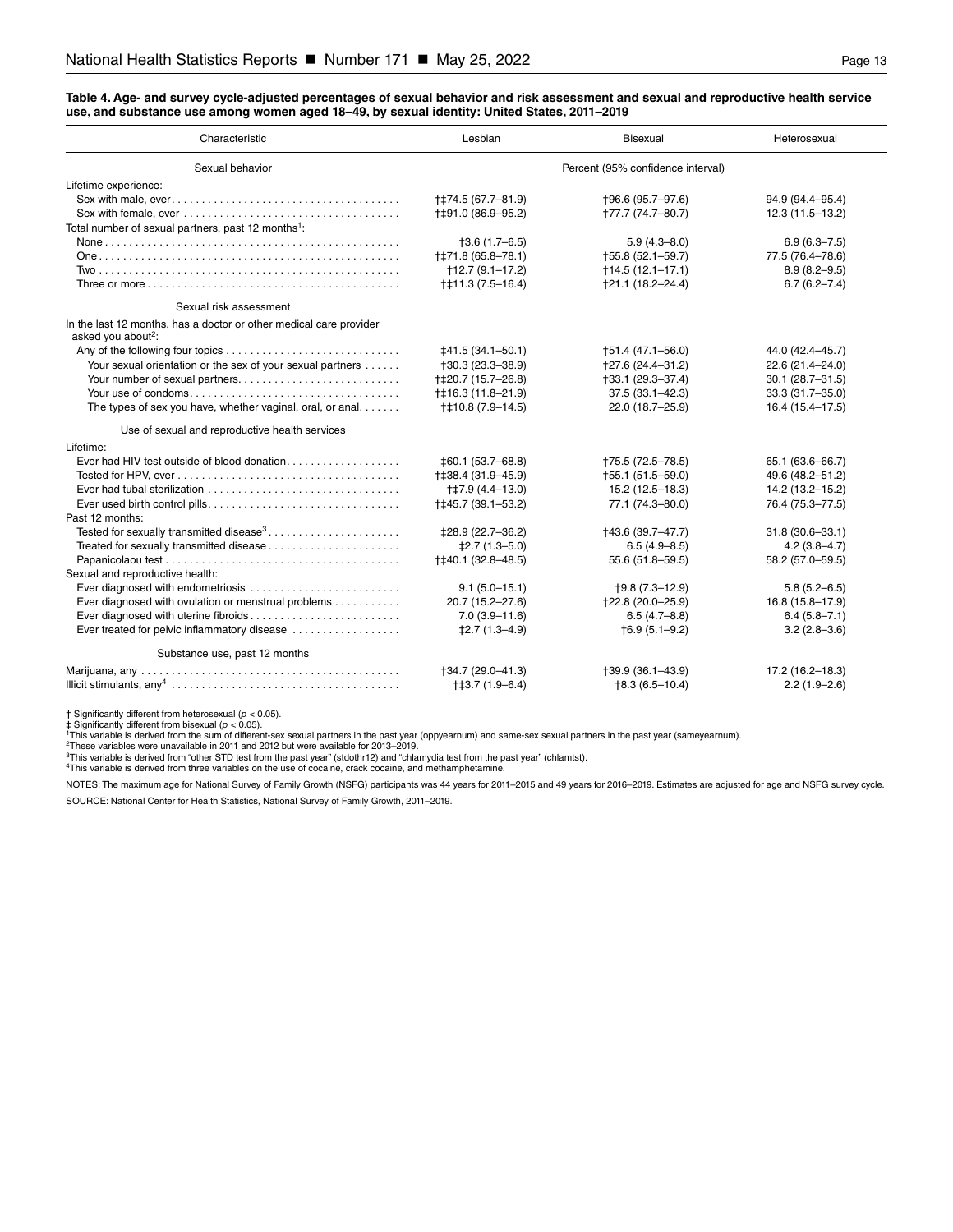**Table 4. Age- and survey cycle-adjusted percentages of sexual behavior and risk assessment and sexual and reproductive health service use, and substance use among women aged 18–49, by sexual identity: United States, 2011–2019**

| Characteristic | Lesbian | Bisexual | Heterosexual |
|---|---|---|---|
| Sexual behavior | Percent (95% confidence interval) | | |
| Lifetime experience: | | | |
| Sex with male, ever | †‡74.5 (67.7–81.9) | †96.6 (95.7–97.6) | 94.9 (94.4–95.4) |
| Sex with female, ever | †‡91.0 (86.9–95.2) | †77.7 (74.7–80.7) | 12.3 (11.5–13.2) |
| Total number of sexual partners, past 12 months[1]: | | | |
| None | †3.6 (1.7–6.5) | 5.9 (4.3–8.0) | 6.9 (6.3–7.5) |
| One | †‡71.8 (65.8–78.1) | †55.8 (52.1–59.7) | 77.5 (76.4–78.6) |
| Two | †12.7 (9.1–17.2) | †14.5 (12.1–17.1) | 8.9 (8.2–9.5) |
| Three or more | †‡11.3 (7.5–16.4) | †21.1 (18.2–24.4) | 6.7 (6.2–7.4) |
| Sexual risk assessment | | | |
| In the last 12 months, has a doctor or other medical care provider asked you about[2]: | | | |
| Any of the following four topics | ‡41.5 (34.1–50.1) | †51.4 (47.1–56.0) | 44.0 (42.4–45.7) |
| Your sexual orientation or the sex of your sexual partners | †30.3 (23.3–38.9) | †27.6 (24.4–31.2) | 22.6 (21.4–24.0) |
| Your number of sexual partners | †‡20.7 (15.7–26.8) | †33.1 (29.3–37.4) | 30.1 (28.7–31.5) |
| Your use of condoms | †‡16.3 (11.8–21.9) | 37.5 (33.1–42.3) | 33.3 (31.7–35.0) |
| The types of sex you have, whether vaginal, oral, or anal | †‡10.8 (7.9–14.5) | 22.0 (18.7–25.9) | 16.4 (15.4–17.5) |
| Use of sexual and reproductive health services | | | |
| Lifetime: | | | |
| Ever had HIV test outside of blood donation | ‡60.1 (53.7–68.8) | †75.5 (72.5–78.5) | 65.1 (63.6–66.7) |
| Tested for HPV, ever | †‡38.4 (31.9–45.9) | †55.1 (51.5–59.0) | 49.6 (48.2–51.2) |
| Ever had tubal sterilization | †‡7.9 (4.4–13.0) | 15.2 (12.5–18.3) | 14.2 (13.2–15.2) |
| Ever used birth control pills | †‡45.7 (39.1–53.2) | 77.1 (74.3–80.0) | 76.4 (75.3–77.5) |
| Past 12 months: | | | |
| Tested for sexually transmitted disease[3] | ‡28.9 (22.7–36.2) | †43.6 (39.7–47.7) | 31.8 (30.6–33.1) |
| Treated for sexually transmitted disease | ‡2.7 (1.3–5.0) | 6.5 (4.9–8.5) | 4.2 (3.8–4.7) |
| Papanicolaou test | †‡40.1 (32.8–48.5) | 55.6 (51.8–59.5) | 58.2 (57.0–59.5) |
| Sexual and reproductive health: | | | |
| Ever diagnosed with endometriosis | 9.1 (5.0–15.1) | †9.8 (7.3–12.9) | 5.8 (5.2–6.5) |
| Ever diagnosed with ovulation or menstrual problems | 20.7 (15.2–27.6) | †22.8 (20.0–25.9) | 16.8 (15.8–17.9) |
| Ever diagnosed with uterine fibroids | 7.0 (3.9–11.6) | 6.5 (4.7–8.8) | 6.4 (5.8–7.1) |
| Ever treated for pelvic inflammatory disease | ‡2.7 (1.3–4.9) | †6.9 (5.1–9.2) | 3.2 (2.8–3.6) |
| Substance use, past 12 months | | | |
| Marijuana, any | †34.7 (29.0–41.3) | †39.9 (36.1–43.9) | 17.2 (16.2–18.3) |
| Illicit stimulants, any[4] | †‡3.7 (1.9–6.4) | †8.3 (6.5–10.4) | 2.2 (1.9–2.6) |

† Significantly different from heterosexual ($p < 0.05$).
‡ Significantly different from bisexual ($p < 0.05$).
[1]This variable is derived from the sum of different-sex sexual partners in the past year (oppyearnum) and same-sex sexual partners in the past year (sameyearnum).
[2]These variables were unavailable in 2011 and 2012 but were available for 2013–2019.
[3]This variable is derived from "other STD test from the past year" (stdothr12) and "chlamydia test from the past year" (chlamtst).
[4]This variable is derived from three variables on the use of cocaine, crack cocaine, and methamphetamine.

NOTES: The maximum age for National Survey of Family Growth (NSFG) participants was 44 years for 2011–2015 and 49 years for 2016–2019. Estimates are adjusted for age and NSFG survey cycle.

SOURCE: National Center for Health Statistics, National Survey of Family Growth, 2011–2019.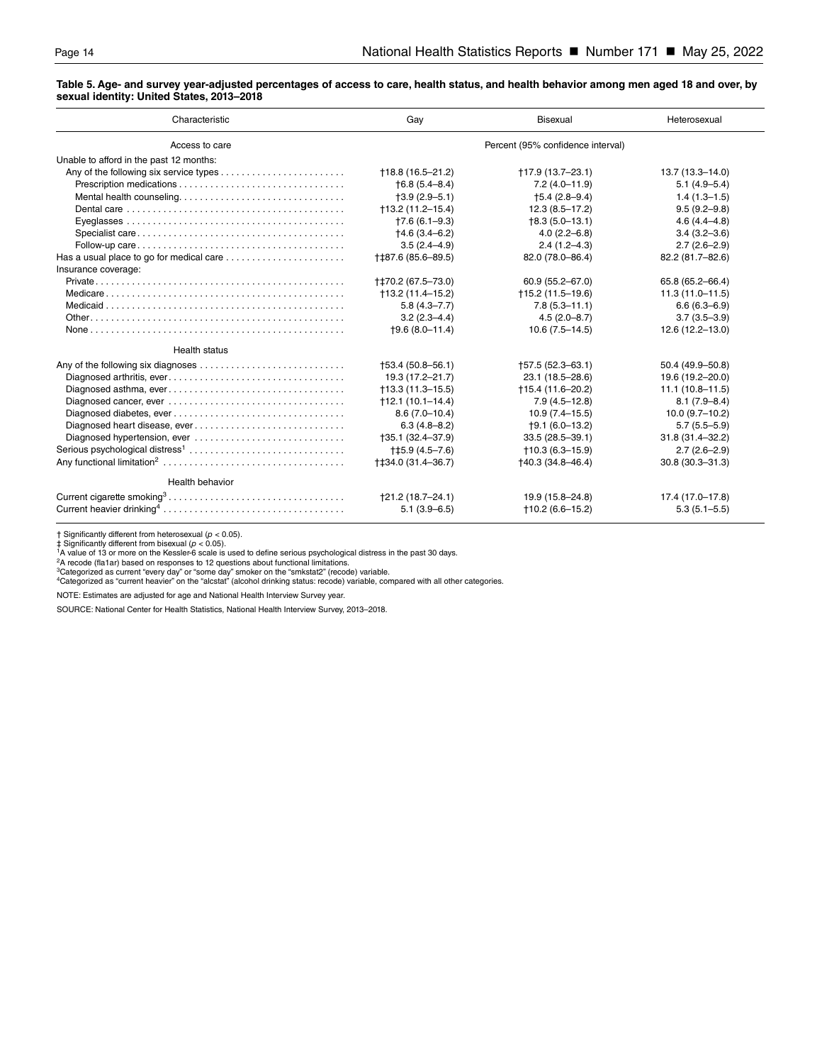**Table 5. Age- and survey year-adjusted percentages of access to care, health status, and health behavior among men aged 18 and over, by sexual identity: United States, 2013–2018**

| Characteristic | Gay | Bisexual | Heterosexual |
|---|---|---|---|
| Access to care | Percent (95% confidence interval) | | |
| Unable to afford in the past 12 months: | | | |
| Any of the following six service types | †18.8 (16.5–21.2) | †17.9 (13.7–23.1) | 13.7 (13.3–14.0) |
| Prescription medications | †6.8 (5.4–8.4) | 7.2 (4.0–11.9) | 5.1 (4.9–5.4) |
| Mental health counseling | †3.9 (2.9–5.1) | †5.4 (2.8–9.4) | 1.4 (1.3–1.5) |
| Dental care | †13.2 (11.2–15.4) | 12.3 (8.5–17.2) | 9.5 (9.2–9.8) |
| Eyeglasses | †7.6 (6.1–9.3) | †8.3 (5.0–13.1) | 4.6 (4.4–4.8) |
| Specialist care | †4.6 (3.4–6.2) | 4.0 (2.2–6.8) | 3.4 (3.2–3.6) |
| Follow-up care | 3.5 (2.4–4.9) | 2.4 (1.2–4.3) | 2.7 (2.6–2.9) |
| Has a usual place to go for medical care | †‡87.6 (85.6–89.5) | 82.0 (78.0–86.4) | 82.2 (81.7–82.6) |
| Insurance coverage: | | | |
| Private | †‡70.2 (67.5–73.0) | 60.9 (55.2–67.0) | 65.8 (65.2–66.4) |
| Medicare | †13.2 (11.4–15.2) | †15.2 (11.5–19.6) | 11.3 (11.0–11.5) |
| Medicaid | 5.8 (4.3–7.7) | 7.8 (5.3–11.1) | 6.6 (6.3–6.9) |
| Other | 3.2 (2.3–4.4) | 4.5 (2.0–8.7) | 3.7 (3.5–3.9) |
| None | †9.6 (8.0–11.4) | 10.6 (7.5–14.5) | 12.6 (12.2–13.0) |
| Health status | | | |
| Any of the following six diagnoses | †53.4 (50.8–56.1) | †57.5 (52.3–63.1) | 50.4 (49.9–50.8) |
| Diagnosed arthritis, ever | 19.3 (17.2–21.7) | 23.1 (18.5–28.6) | 19.6 (19.2–20.0) |
| Diagnosed asthma, ever | †13.3 (11.3–15.5) | †15.4 (11.6–20.2) | 11.1 (10.8–11.5) |
| Diagnosed cancer, ever | †12.1 (10.1–14.4) | 7.9 (4.5–12.8) | 8.1 (7.9–8.4) |
| Diagnosed diabetes, ever | 8.6 (7.0–10.4) | 10.9 (7.4–15.5) | 10.0 (9.7–10.2) |
| Diagnosed heart disease, ever | 6.3 (4.8–8.2) | †9.1 (6.0–13.2) | 5.7 (5.5–5.9) |
| Diagnosed hypertension, ever | †35.1 (32.4–37.9) | 33.5 (28.5–39.1) | 31.8 (31.4–32.2) |
| Serious psychological distress[1] | †‡5.9 (4.5–7.6) | †10.3 (6.3–15.9) | 2.7 (2.6–2.9) |
| Any functional limitation[2] | †‡34.0 (31.4–36.7) | †40.3 (34.8–46.4) | 30.8 (30.3–31.3) |
| Health behavior | | | |
| Current cigarette smoking[3] | †21.2 (18.7–24.1) | 19.9 (15.8–24.8) | 17.4 (17.0–17.8) |
| Current heavier drinking[4] | 5.1 (3.9–6.5) | †10.2 (6.6–15.2) | 5.3 (5.1–5.5) |

† Significantly different from heterosexual ($p < 0.05$).
‡ Significantly different from bisexual ($p < 0.05$).
[1]A value of 13 or more on the Kessler-6 scale is used to define serious psychological distress in the past 30 days.
[2]A recode (fla1ar) based on responses to 12 questions about functional limitations.
[3]Categorized as current "every day" or "some day" smoker on the "smkstat2" (recode) variable.
[4]Categorized as "current heavier" on the "alcstat" (alcohol drinking status: recode) variable, compared with all other categories.

NOTE: Estimates are adjusted for age and National Health Interview Survey year.

SOURCE: National Center for Health Statistics, National Health Interview Survey, 2013–2018.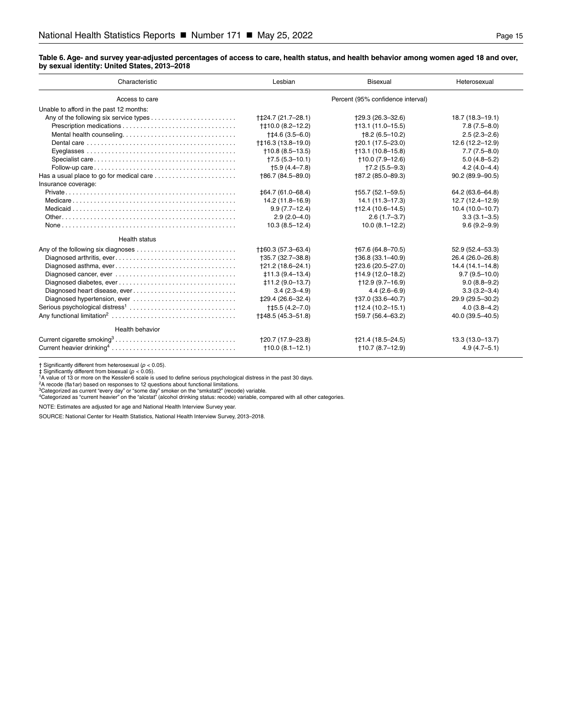**Table 6. Age- and survey year-adjusted percentages of access to care, health status, and health behavior among women aged 18 and over, by sexual identity: United States, 2013–2018**

| Characteristic | Lesbian | Bisexual | Heterosexual |
|---|---|---|---|
| Access to care | | Percent (95% confidence interval) | |
| Unable to afford in the past 12 months: | | | |
| Any of the following six service types | †‡24.7 (21.7–28.1) | †29.3 (26.3–32.6) | 18.7 (18.3–19.1) |
| Prescription medications | †‡10.0 (8.2–12.2) | †13.1 (11.0–15.5) | 7.8 (7.5–8.0) |
| Mental health counseling | †‡4.6 (3.5–6.0) | †8.2 (6.5–10.2) | 2.5 (2.3–2.6) |
| Dental care | †‡16.3 (13.8–19.0) | †20.1 (17.5–23.0) | 12.6 (12.2–12.9) |
| Eyeglasses | †10.8 (8.5–13.5) | †13.1 (10.8–15.8) | 7.7 (7.5–8.0) |
| Specialist care | †7.5 (5.3–10.1) | †10.0 (7.9–12.6) | 5.0 (4.8–5.2) |
| Follow-up care | †5.9 (4.4–7.8) | †7.2 (5.5–9.3) | 4.2 (4.0–4.4) |
| Has a usual place to go for medical care | †86.7 (84.5–89.0) | †87.2 (85.0–89.3) | 90.2 (89.9–90.5) |
| Insurance coverage: | | | |
| Private | ‡64.7 (61.0–68.4) | †55.7 (52.1–59.5) | 64.2 (63.6–64.8) |
| Medicare | 14.2 (11.8–16.9) | 14.1 (11.3–17.3) | 12.7 (12.4–12.9) |
| Medicaid | 9.9 (7.7–12.4) | †12.4 (10.6–14.5) | 10.4 (10.0–10.7) |
| Other | 2.9 (2.0–4.0) | 2.6 (1.7–3.7) | 3.3 (3.1–3.5) |
| None | 10.3 (8.5–12.4) | 10.0 (8.1–12.2) | 9.6 (9.2–9.9) |
| Health status | | | |
| Any of the following six diagnoses | †‡60.3 (57.3–63.4) | †67.6 (64.8–70.5) | 52.9 (52.4–53.3) |
| Diagnosed arthritis, ever | †35.7 (32.7–38.8) | †36.8 (33.1–40.9) | 26.4 (26.0–26.8) |
| Diagnosed asthma, ever | †21.2 (18.6–24.1) | †23.6 (20.5–27.0) | 14.4 (14.1–14.8) |
| Diagnosed cancer, ever | ‡11.3 (9.4–13.4) | †14.9 (12.0–18.2) | 9.7 (9.5–10.0) |
| Diagnosed diabetes, ever | ‡11.2 (9.0–13.7) | †12.9 (9.7–16.9) | 9.0 (8.8–9.2) |
| Diagnosed heart disease, ever | 3.4 (2.3–4.9) | 4.4 (2.6–6.9) | 3.3 (3.2–3.4) |
| Diagnosed hypertension, ever | ‡29.4 (26.6–32.4) | †37.0 (33.6–40.7) | 29.9 (29.5–30.2) |
| Serious psychological distress[1] | †‡5.5 (4.2–7.0) | †12.4 (10.2–15.1) | 4.0 (3.8–4.2) |
| Any functional limitation[2] | †‡48.5 (45.3–51.8) | †59.7 (56.4–63.2) | 40.0 (39.5–40.5) |
| Health behavior | | | |
| Current cigarette smoking[3] | †20.7 (17.9–23.8) | †21.4 (18.5–24.5) | 13.3 (13.0–13.7) |
| Current heavier drinking[4] | †10.0 (8.1–12.1) | †10.7 (8.7–12.9) | 4.9 (4.7–5.1) |

† Significantly different from heterosexual ($p < 0.05$).
‡ Significantly different from bisexual ($p < 0.05$).
[1]A value of 13 or more on the Kessler-6 scale is used to define serious psychological distress in the past 30 days.
[2]A recode (fla1ar) based on responses to 12 questions about functional limitations.
[3]Categorized as current "every day" or "some day" smoker on the "smkstat2" (recode) variable.
[4]Categorized as "current heavier" on the "alcstat" (alcohol drinking status: recode) variable, compared with all other categories.

NOTE: Estimates are adjusted for age and National Health Interview Survey year.

SOURCE: National Center for Health Statistics, National Health Interview Survey, 2013–2018.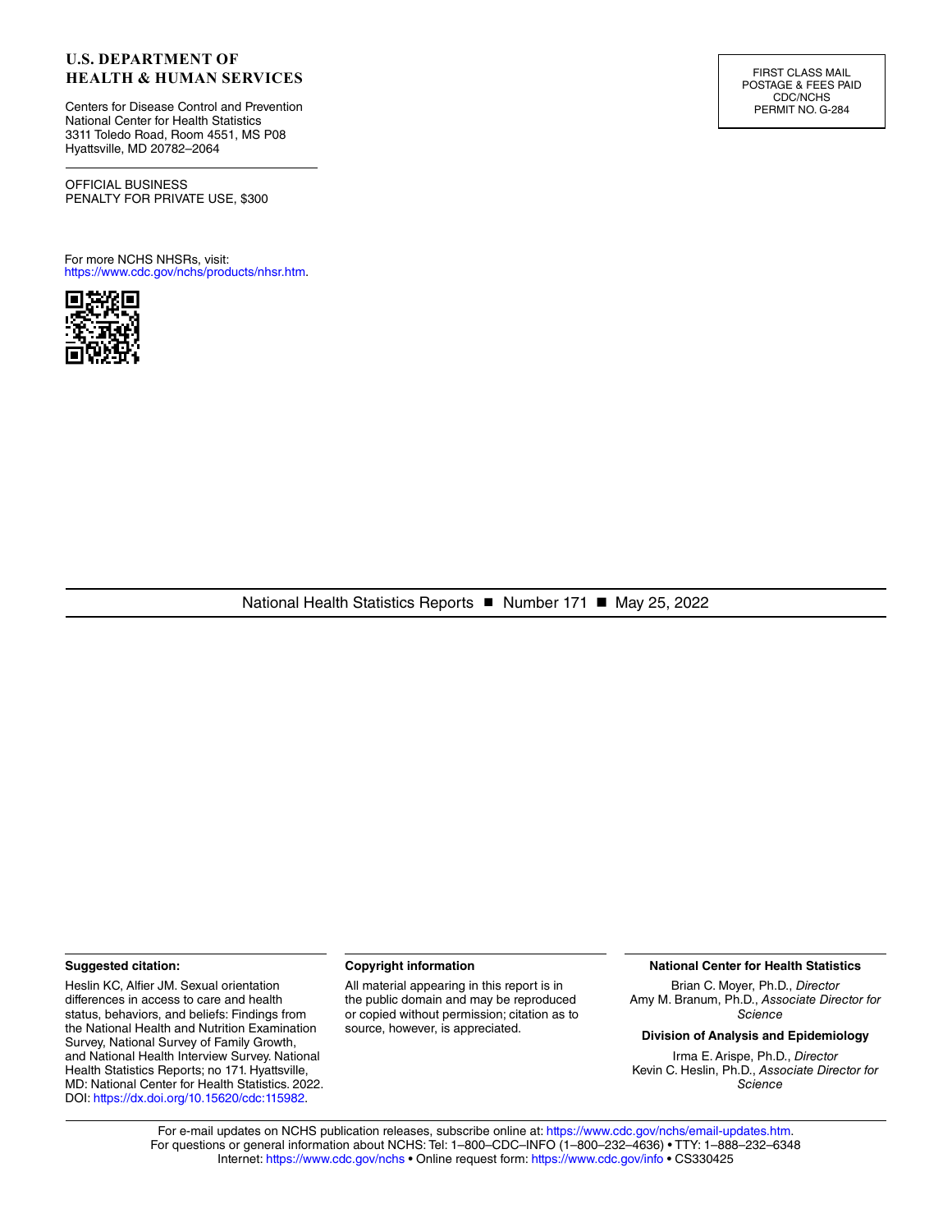**U.S. DEPARTMENT OF HEALTH & HUMAN SERVICES**

Centers for Disease Control and Prevention
National Center for Health Statistics
3311 Toledo Road, Room 4551, MS P08
Hyattsville, MD 20782–2064

OFFICIAL BUSINESS
PENALTY FOR PRIVATE USE, $300

FIRST CLASS MAIL
POSTAGE & FEES PAID
CDC/NCHS
PERMIT NO. G-284

For more NCHS NHSRs, visit:
https://www.cdc.gov/nchs/products/nhsr.htm.

National Health Statistics Reports ■ Number 171 ■ May 25, 2022

**Suggested citation:**

Heslin KC, Alfier JM. Sexual orientation differences in access to care and health status, behaviors, and beliefs: Findings from the National Health and Nutrition Examination Survey, National Survey of Family Growth, and National Health Interview Survey. National Health Statistics Reports; no 171. Hyattsville, MD: National Center for Health Statistics. 2022. DOI: https://dx.doi.org/10.15620/cdc:115982.

**Copyright information**

All material appearing in this report is in the public domain and may be reproduced or copied without permission; citation as to source, however, is appreciated.

**National Center for Health Statistics**

Brian C. Moyer, Ph.D., *Director*
Amy M. Branum, Ph.D., *Associate Director for Science*

**Division of Analysis and Epidemiology**

Irma E. Arispe, Ph.D., *Director*
Kevin C. Heslin, Ph.D., *Associate Director for Science*

For e-mail updates on NCHS publication releases, subscribe online at: https://www.cdc.gov/nchs/email-updates.htm.
For questions or general information about NCHS: Tel: 1–800–CDC–INFO (1–800–232–4636) • TTY: 1–888–232–6348
Internet: https://www.cdc.gov/nchs • Online request form: https://www.cdc.gov/info • CS330425